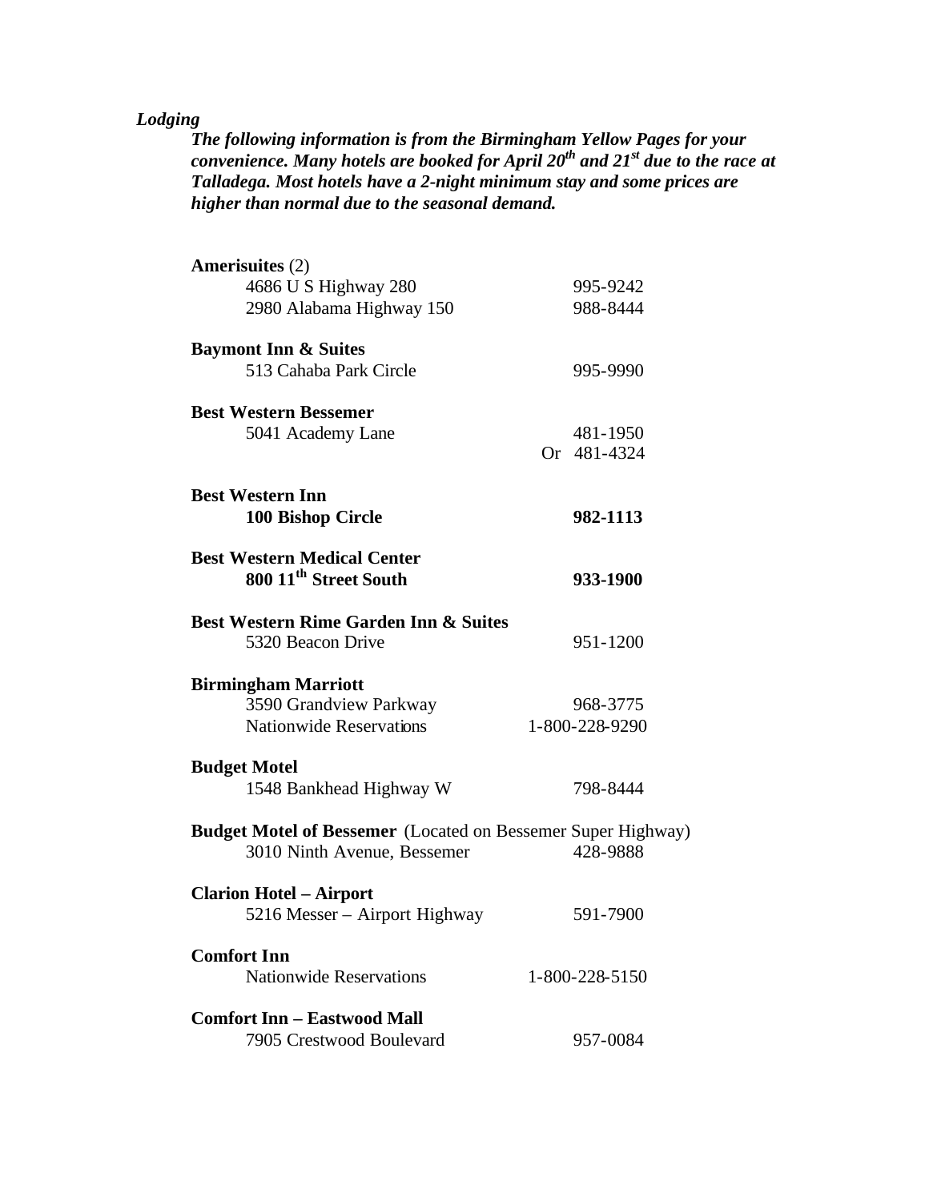*Lodging*

***The following information is from the Birmingham Yellow Pages for your convenience. Many hotels are booked for April 20th and 21st due to the race at Talladega. Most hotels have a 2-night minimum stay and some prices are higher than normal due to the seasonal demand.***

**Amerisuites** (2)
4686 U S Highway 280 — 995-9242
2980 Alabama Highway 150 — 988-8444

**Baymont Inn & Suites**
513 Cahaba Park Circle — 995-9990

**Best Western Bessemer**
5041 Academy Lane — 481-1950
Or 481-4324

**Best Western Inn**
**100 Bishop Circle — 982-1113**

**Best Western Medical Center**
**800 11th Street South — 933-1900**

**Best Western Rime Garden Inn & Suites**
5320 Beacon Drive — 951-1200

**Birmingham Marriott**
3590 Grandview Parkway — 968-3775
Nationwide Reservations — 1-800-228-9290

**Budget Motel**
1548 Bankhead Highway W — 798-8444

**Budget Motel of Bessemer** (Located on Bessemer Super Highway)
3010 Ninth Avenue, Bessemer — 428-9888

**Clarion Hotel – Airport**
5216 Messer – Airport Highway — 591-7900

**Comfort Inn**
Nationwide Reservations — 1-800-228-5150

**Comfort Inn – Eastwood Mall**
7905 Crestwood Boulevard — 957-0084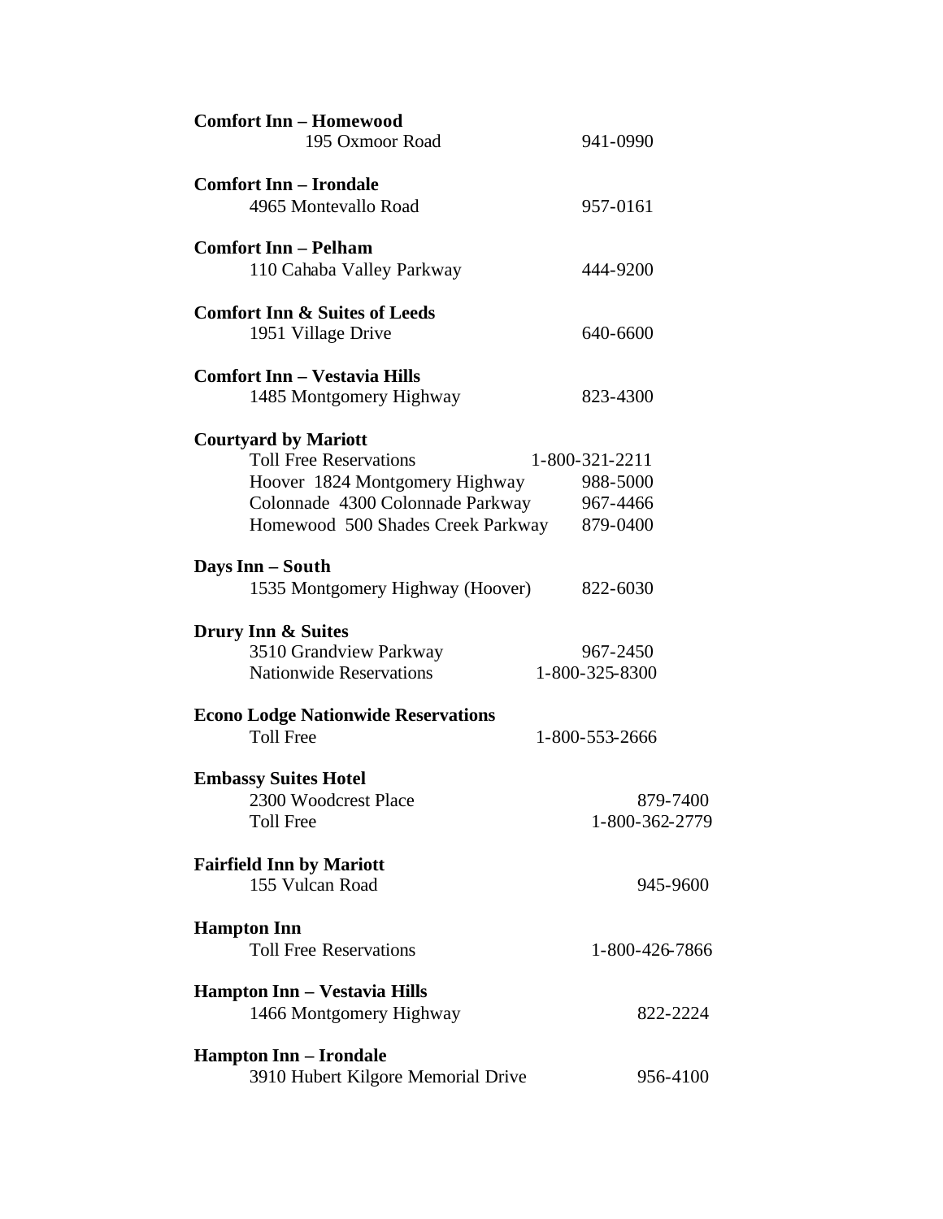**Comfort Inn – Homewood**
195 Oxmoor Road 941-0990

**Comfort Inn – Irondale**
4965 Montevallo Road 957-0161

**Comfort Inn – Pelham**
110 Cahaba Valley Parkway 444-9200

**Comfort Inn & Suites of Leeds**
1951 Village Drive 640-6600

**Comfort Inn – Vestavia Hills**
1485 Montgomery Highway 823-4300

**Courtyard by Mariott**
Toll Free Reservations 1-800-321-2211
Hoover 1824 Montgomery Highway 988-5000
Colonnade 4300 Colonnade Parkway 967-4466
Homewood 500 Shades Creek Parkway 879-0400

**Days Inn – South**
1535 Montgomery Highway (Hoover) 822-6030

**Drury Inn & Suites**
3510 Grandview Parkway 967-2450
Nationwide Reservations 1-800-325-8300

**Econo Lodge Nationwide Reservations**
Toll Free 1-800-553-2666

**Embassy Suites Hotel**
2300 Woodcrest Place 879-7400
Toll Free 1-800-362-2779

**Fairfield Inn by Mariott**
155 Vulcan Road 945-9600

**Hampton Inn**
Toll Free Reservations 1-800-426-7866

**Hampton Inn – Vestavia Hills**
1466 Montgomery Highway 822-2224

**Hampton Inn – Irondale**
3910 Hubert Kilgore Memorial Drive 956-4100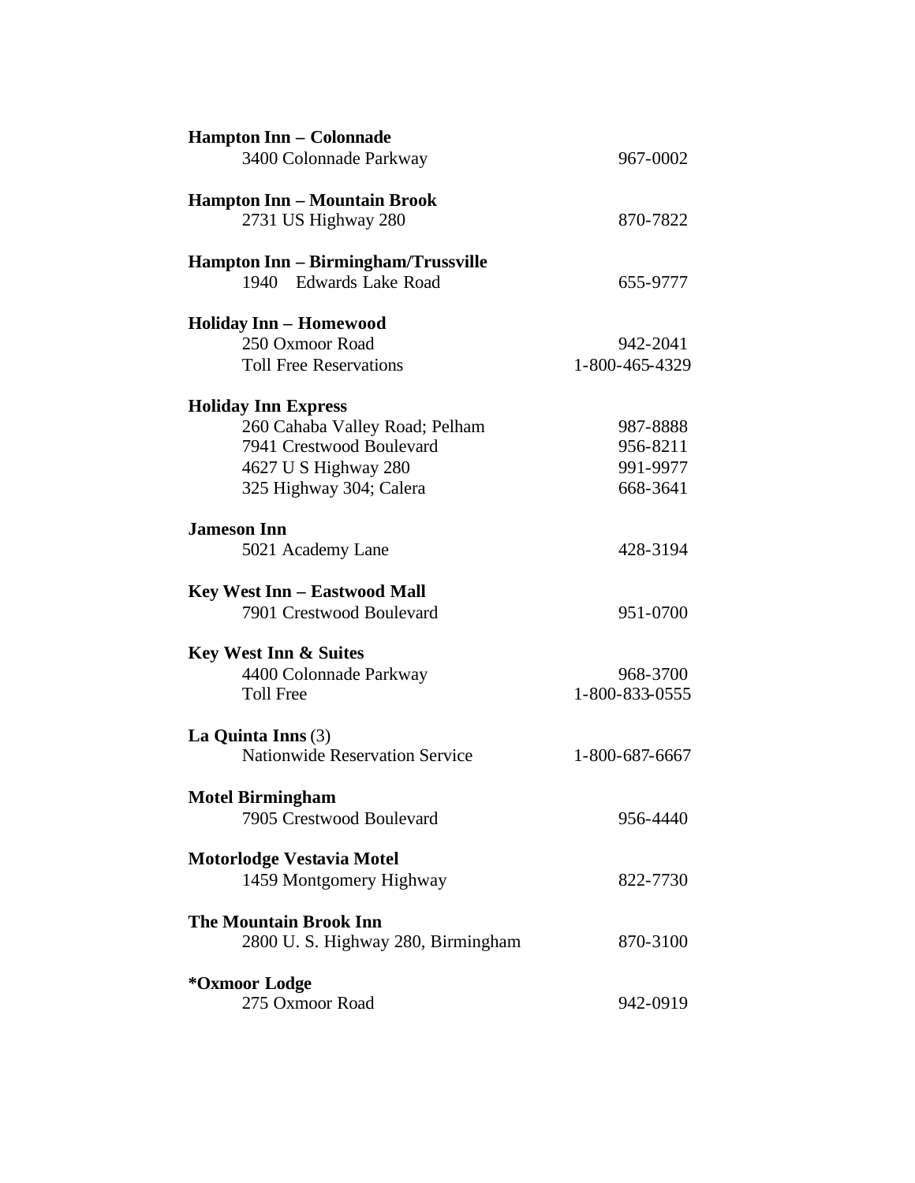**Hampton Inn – Colonnade**

| | |
|---|---|
| 3400 Colonnade Parkway | 967-0002 |

**Hampton Inn – Mountain Brook**

| | |
|---|---|
| 2731 US Highway 280 | 870-7822 |

**Hampton Inn – Birmingham/Trussville**

| | |
|---|---|
| 1940 Edwards Lake Road | 655-9777 |

**Holiday Inn – Homewood**

| | |
|---|---|
| 250 Oxmoor Road | 942-2041 |
| Toll Free Reservations | 1-800-465-4329 |

**Holiday Inn Express**

| | |
|---|---|
| 260 Cahaba Valley Road; Pelham | 987-8888 |
| 7941 Crestwood Boulevard | 956-8211 |
| 4627 U S Highway 280 | 991-9977 |
| 325 Highway 304; Calera | 668-3641 |

**Jameson Inn**

| | |
|---|---|
| 5021 Academy Lane | 428-3194 |

**Key West Inn – Eastwood Mall**

| | |
|---|---|
| 7901 Crestwood Boulevard | 951-0700 |

**Key West Inn & Suites**

| | |
|---|---|
| 4400 Colonnade Parkway | 968-3700 |
| Toll Free | 1-800-833-0555 |

**La Quinta Inns** (3)

| | |
|---|---|
| Nationwide Reservation Service | 1-800-687-6667 |

**Motel Birmingham**

| | |
|---|---|
| 7905 Crestwood Boulevard | 956-4440 |

**Motorlodge Vestavia Motel**

| | |
|---|---|
| 1459 Montgomery Highway | 822-7730 |

**The Mountain Brook Inn**

| | |
|---|---|
| 2800 U. S. Highway 280, Birmingham | 870-3100 |

**\*Oxmoor Lodge**

| | |
|---|---|
| 275 Oxmoor Road | 942-0919 |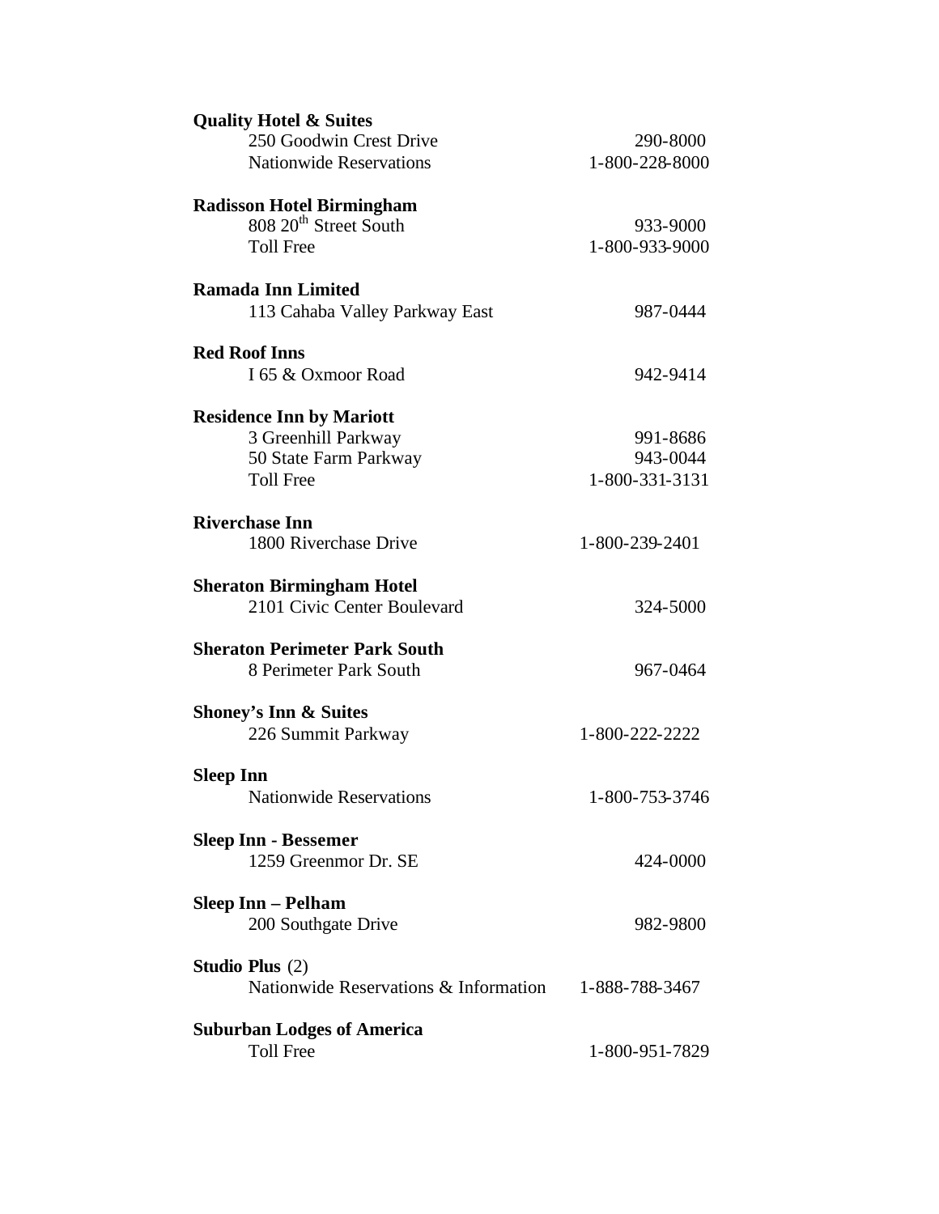**Quality Hotel & Suites**
250 Goodwin Crest Drive 290-8000
Nationwide Reservations 1-800-228-8000

**Radisson Hotel Birmingham**
808 20th Street South 933-9000
Toll Free 1-800-933-9000

**Ramada Inn Limited**
113 Cahaba Valley Parkway East 987-0444

**Red Roof Inns**
I 65 & Oxmoor Road 942-9414

**Residence Inn by Mariott**
3 Greenhill Parkway 991-8686
50 State Farm Parkway 943-0044
Toll Free 1-800-331-3131

**Riverchase Inn**
1800 Riverchase Drive 1-800-239-2401

**Sheraton Birmingham Hotel**
2101 Civic Center Boulevard 324-5000

**Sheraton Perimeter Park South**
8 Perimeter Park South 967-0464

**Shoney's Inn & Suites**
226 Summit Parkway 1-800-222-2222

**Sleep Inn**
Nationwide Reservations 1-800-753-3746

**Sleep Inn - Bessemer**
1259 Greenmor Dr. SE 424-0000

**Sleep Inn – Pelham**
200 Southgate Drive 982-9800

**Studio Plus** (2)
Nationwide Reservations & Information 1-888-788-3467

**Suburban Lodges of America**
Toll Free 1-800-951-7829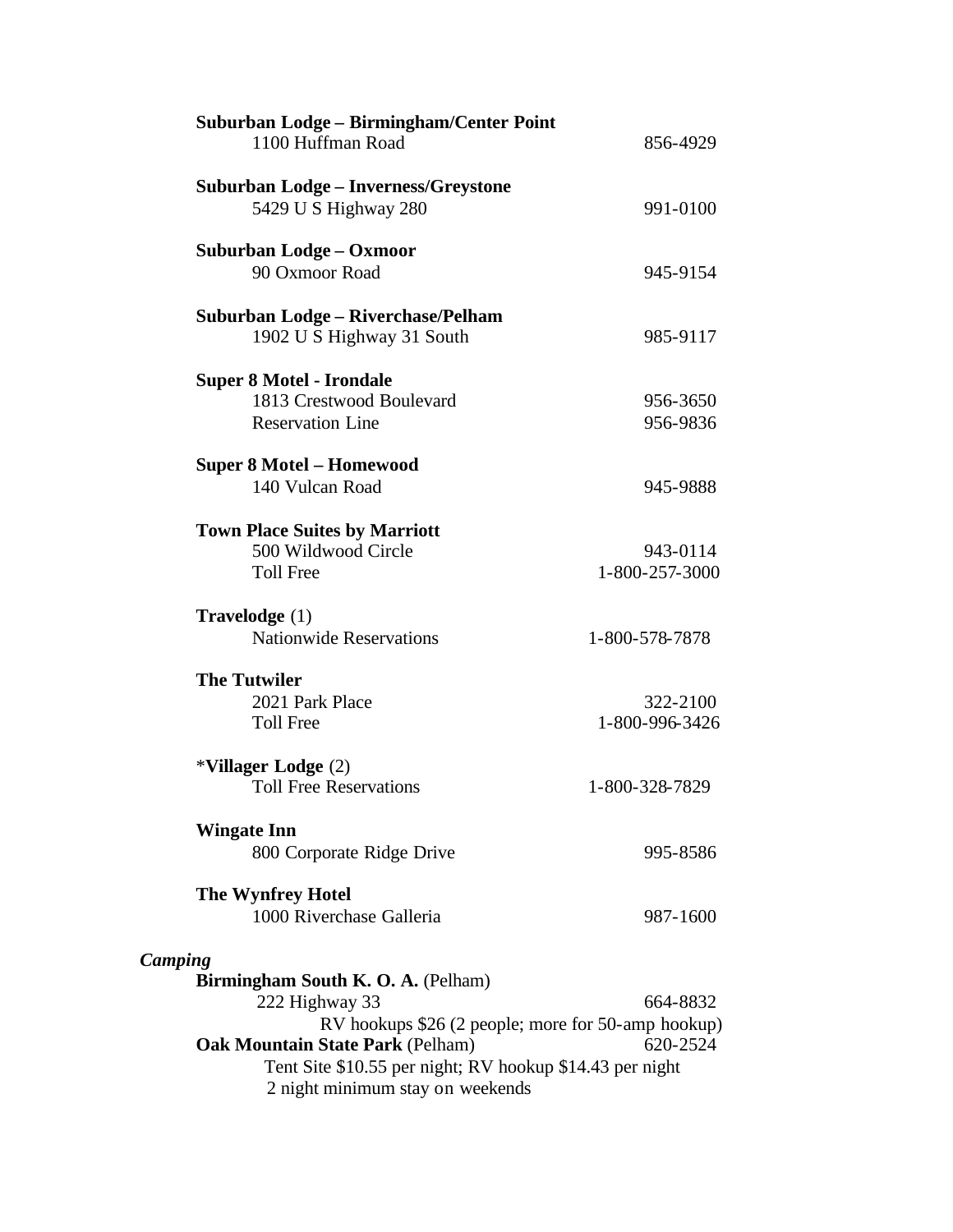**Suburban Lodge – Birmingham/Center Point**
1100 Huffman Road — 856-4929

**Suburban Lodge – Inverness/Greystone**
5429 U S Highway 280 — 991-0100

**Suburban Lodge – Oxmoor**
90 Oxmoor Road — 945-9154

**Suburban Lodge – Riverchase/Pelham**
1902 U S Highway 31 South — 985-9117

**Super 8 Motel - Irondale**
1813 Crestwood Boulevard — 956-3650
Reservation Line — 956-9836

**Super 8 Motel – Homewood**
140 Vulcan Road — 945-9888

**Town Place Suites by Marriott**
500 Wildwood Circle — 943-0114
Toll Free — 1-800-257-3000

**Travelodge** (1)
Nationwide Reservations — 1-800-578-7878

**The Tutwiler**
2021 Park Place — 322-2100
Toll Free — 1-800-996-3426

*__Villager Lodge__ (2)
Toll Free Reservations — 1-800-328-7829

**Wingate Inn**
800 Corporate Ridge Drive — 995-8586

**The Wynfrey Hotel**
1000 Riverchase Galleria — 987-1600

### *Camping*

**Birmingham South K. O. A.** (Pelham)
222 Highway 33 — 664-8832
RV hookups $26 (2 people; more for 50-amp hookup)

**Oak Mountain State Park** (Pelham) — 620-2524
Tent Site $10.55 per night; RV hookup $14.43 per night
2 night minimum stay on weekends